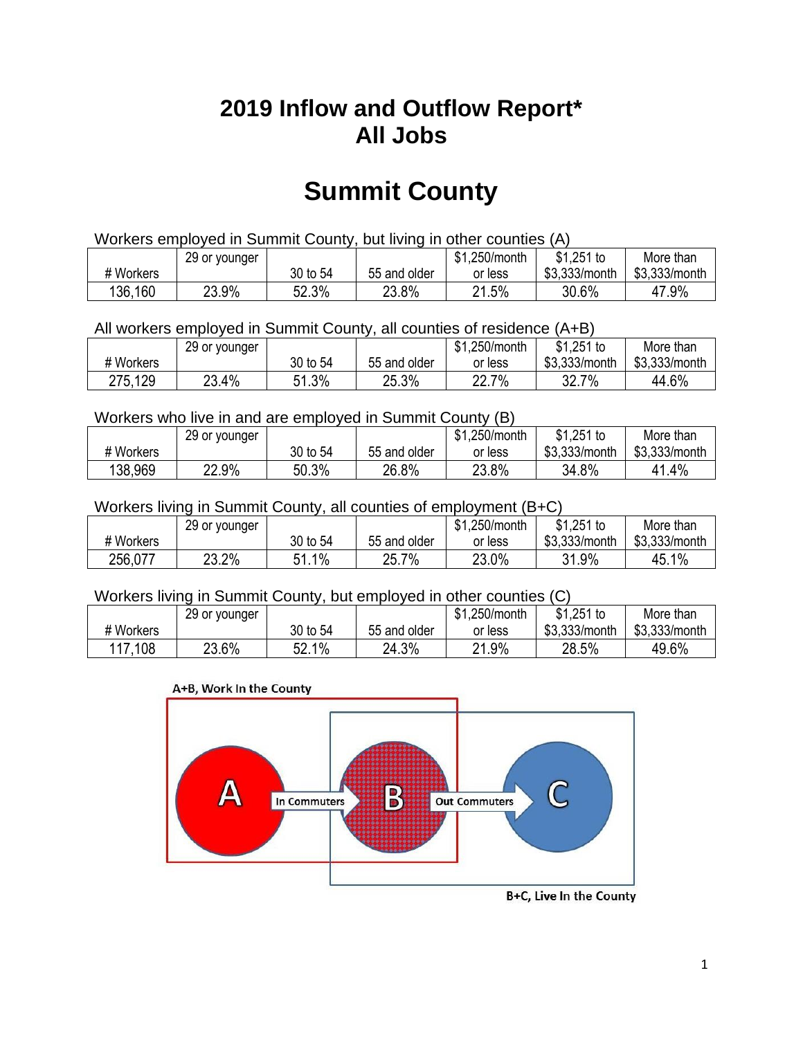# 2019 Inflow and Outflow Report*
# All Jobs

# Summit County

Workers employed in Summit County, but living in other counties (A)

| # Workers | 29 or younger | 30 to 54 | 55 and older | $1,250/month or less | $1,251 to $3,333/month | More than $3,333/month |
|---|---|---|---|---|---|---|
| 136,160 | 23.9% | 52.3% | 23.8% | 21.5% | 30.6% | 47.9% |

All workers employed in Summit County, all counties of residence (A+B)

| # Workers | 29 or younger | 30 to 54 | 55 and older | $1,250/month or less | $1,251 to $3,333/month | More than $3,333/month |
|---|---|---|---|---|---|---|
| 275,129 | 23.4% | 51.3% | 25.3% | 22.7% | 32.7% | 44.6% |

Workers who live in and are employed in Summit County (B)

| # Workers | 29 or younger | 30 to 54 | 55 and older | $1,250/month or less | $1,251 to $3,333/month | More than $3,333/month |
|---|---|---|---|---|---|---|
| 138,969 | 22.9% | 50.3% | 26.8% | 23.8% | 34.8% | 41.4% |

Workers living in Summit County, all counties of employment (B+C)

| # Workers | 29 or younger | 30 to 54 | 55 and older | $1,250/month or less | $1,251 to $3,333/month | More than $3,333/month |
|---|---|---|---|---|---|---|
| 256,077 | 23.2% | 51.1% | 25.7% | 23.0% | 31.9% | 45.1% |

Workers living in Summit County, but employed in other counties (C)

| # Workers | 29 or younger | 30 to 54 | 55 and older | $1,250/month or less | $1,251 to $3,333/month | More than $3,333/month |
|---|---|---|---|---|---|---|
| 117,108 | 23.6% | 52.1% | 24.3% | 21.9% | 28.5% | 49.6% |

A+B, Work In the County

A → In Commuters → B → Out Commuters → C

B+C, Live In the County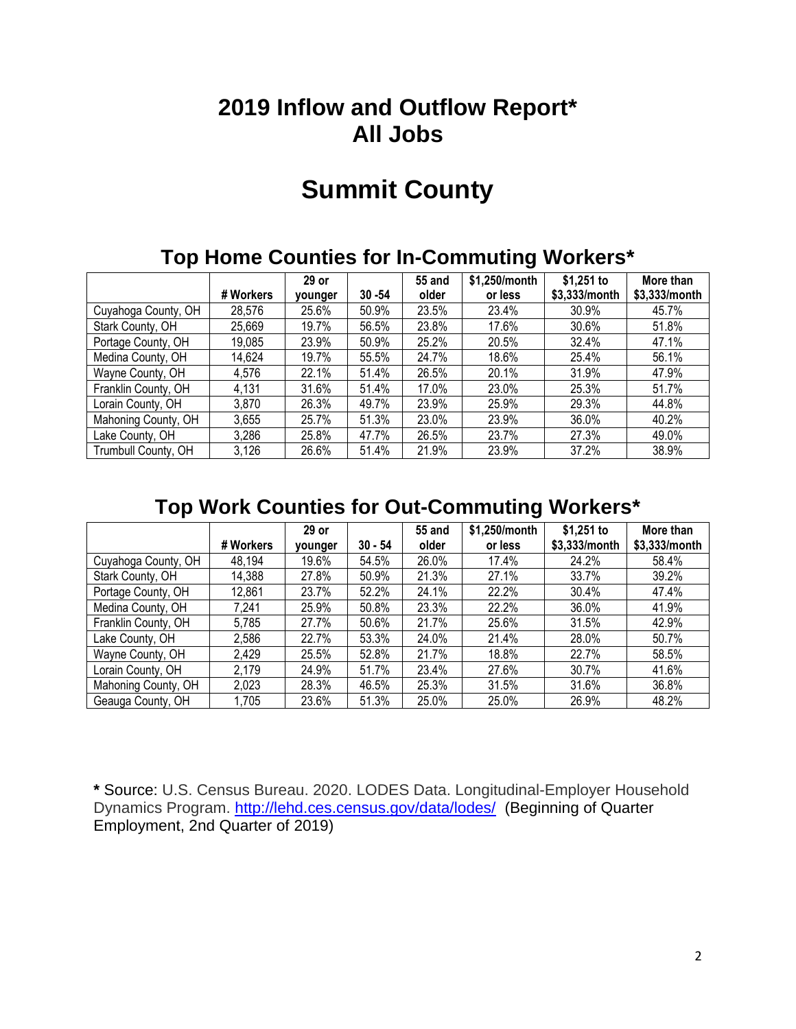# 2019 Inflow and Outflow Report*
# All Jobs

# Summit County

## Top Home Counties for In-Commuting Workers*

| | # Workers | 29 or younger | 30 -54 | 55 and older | $1,250/month or less | $1,251 to $3,333/month | More than $3,333/month |
|---|---|---|---|---|---|---|---|
| Cuyahoga County, OH | 28,576 | 25.6% | 50.9% | 23.5% | 23.4% | 30.9% | 45.7% |
| Stark County, OH | 25,669 | 19.7% | 56.5% | 23.8% | 17.6% | 30.6% | 51.8% |
| Portage County, OH | 19,085 | 23.9% | 50.9% | 25.2% | 20.5% | 32.4% | 47.1% |
| Medina County, OH | 14,624 | 19.7% | 55.5% | 24.7% | 18.6% | 25.4% | 56.1% |
| Wayne County, OH | 4,576 | 22.1% | 51.4% | 26.5% | 20.1% | 31.9% | 47.9% |
| Franklin County, OH | 4,131 | 31.6% | 51.4% | 17.0% | 23.0% | 25.3% | 51.7% |
| Lorain County, OH | 3,870 | 26.3% | 49.7% | 23.9% | 25.9% | 29.3% | 44.8% |
| Mahoning County, OH | 3,655 | 25.7% | 51.3% | 23.0% | 23.9% | 36.0% | 40.2% |
| Lake County, OH | 3,286 | 25.8% | 47.7% | 26.5% | 23.7% | 27.3% | 49.0% |
| Trumbull County, OH | 3,126 | 26.6% | 51.4% | 21.9% | 23.9% | 37.2% | 38.9% |

## Top Work Counties for Out-Commuting Workers*

| | # Workers | 29 or younger | 30 - 54 | 55 and older | $1,250/month or less | $1,251 to $3,333/month | More than $3,333/month |
|---|---|---|---|---|---|---|---|
| Cuyahoga County, OH | 48,194 | 19.6% | 54.5% | 26.0% | 17.4% | 24.2% | 58.4% |
| Stark County, OH | 14,388 | 27.8% | 50.9% | 21.3% | 27.1% | 33.7% | 39.2% |
| Portage County, OH | 12,861 | 23.7% | 52.2% | 24.1% | 22.2% | 30.4% | 47.4% |
| Medina County, OH | 7,241 | 25.9% | 50.8% | 23.3% | 22.2% | 36.0% | 41.9% |
| Franklin County, OH | 5,785 | 27.7% | 50.6% | 21.7% | 25.6% | 31.5% | 42.9% |
| Lake County, OH | 2,586 | 22.7% | 53.3% | 24.0% | 21.4% | 28.0% | 50.7% |
| Wayne County, OH | 2,429 | 25.5% | 52.8% | 21.7% | 18.8% | 22.7% | 58.5% |
| Lorain County, OH | 2,179 | 24.9% | 51.7% | 23.4% | 27.6% | 30.7% | 41.6% |
| Mahoning County, OH | 2,023 | 28.3% | 46.5% | 25.3% | 31.5% | 31.6% | 36.8% |
| Geauga County, OH | 1,705 | 23.6% | 51.3% | 25.0% | 25.0% | 26.9% | 48.2% |

**\*** Source: U.S. Census Bureau. 2020. LODES Data. Longitudinal-Employer Household Dynamics Program. http://lehd.ces.census.gov/data/lodes/ (Beginning of Quarter Employment, 2nd Quarter of 2019)